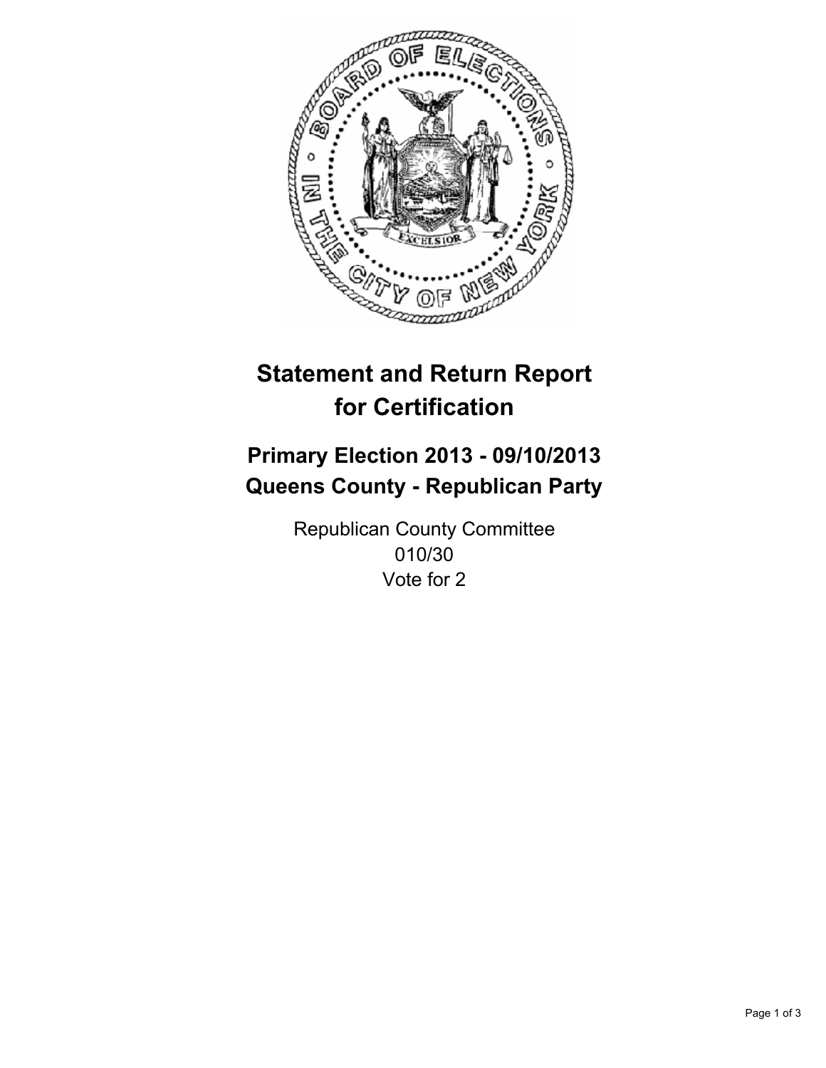# Statement and Return Report for Certification

## Primary Election 2013 - 09/10/2013
## Queens County - Republican Party

Republican County Committee
010/30
Vote for 2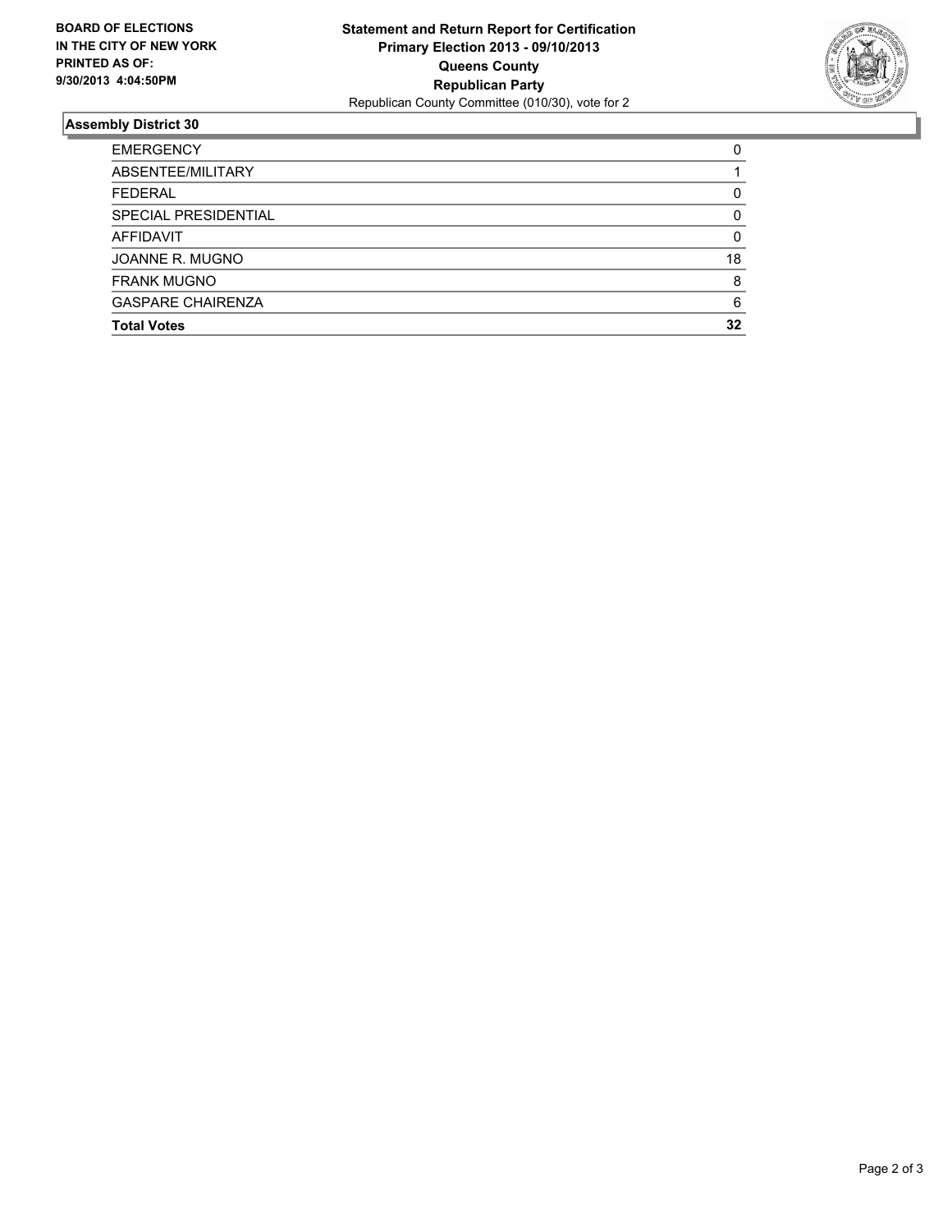**BOARD OF ELECTIONS IN THE CITY OF NEW YORK PRINTED AS OF: 9/30/2013 4:04:50PM**

**Statement and Return Report for Certification**
**Primary Election 2013 - 09/10/2013**
**Queens County**
**Republican Party**
Republican County Committee (010/30), vote for 2

## Assembly District 30

| | |
|---|---|
| EMERGENCY | 0 |
| ABSENTEE/MILITARY | 1 |
| FEDERAL | 0 |
| SPECIAL PRESIDENTIAL | 0 |
| AFFIDAVIT | 0 |
| JOANNE R. MUGNO | 18 |
| FRANK MUGNO | 8 |
| GASPARE CHAIRENZA | 6 |
| **Total Votes** | **32** |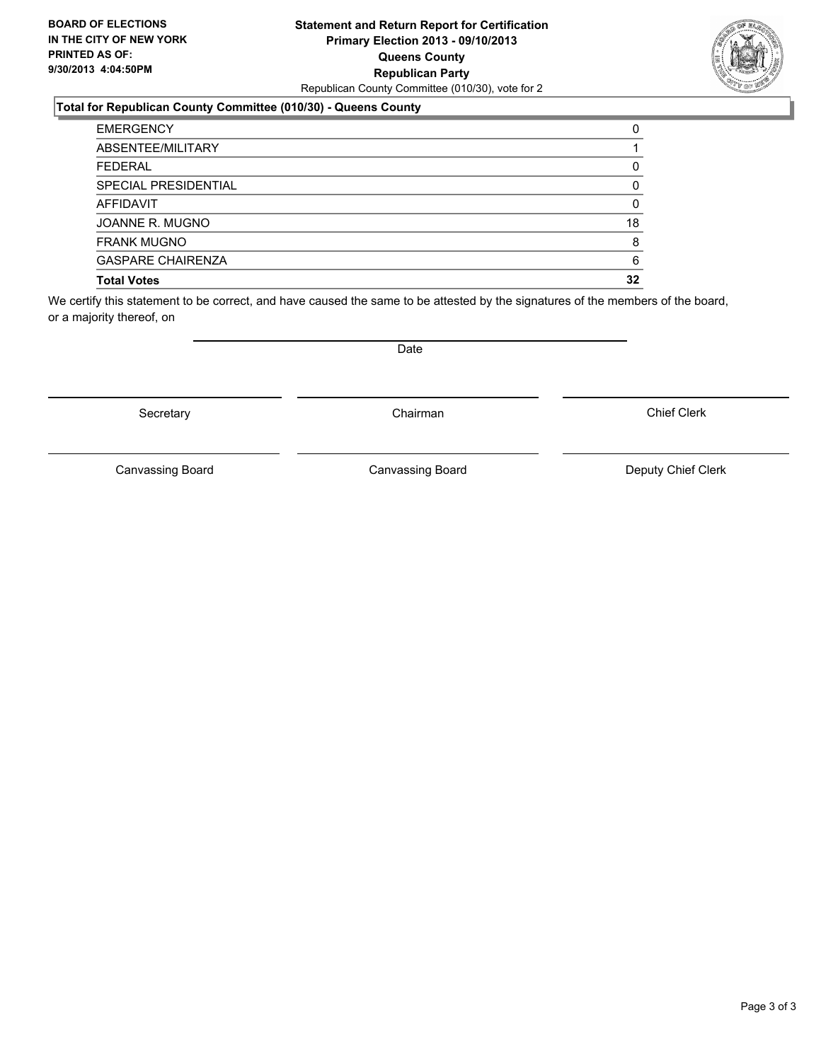**BOARD OF ELECTIONS IN THE CITY OF NEW YORK PRINTED AS OF: 9/30/2013 4:04:50PM**

**Statement and Return Report for Certification**
**Primary Election 2013 - 09/10/2013**
**Queens County**
**Republican Party**
Republican County Committee (010/30), vote for 2

### Total for Republican County Committee (010/30) - Queens County

| | |
|---|---|
| EMERGENCY | 0 |
| ABSENTEE/MILITARY | 1 |
| FEDERAL | 0 |
| SPECIAL PRESIDENTIAL | 0 |
| AFFIDAVIT | 0 |
| JOANNE R. MUGNO | 18 |
| FRANK MUGNO | 8 |
| GASPARE CHAIRENZA | 6 |
| **Total Votes** | **32** |

We certify this statement to be correct, and have caused the same to be attested by the signatures of the members of the board, or a majority thereof, on

Date

Secretary

Chairman

Chief Clerk

Canvassing Board

Canvassing Board

Deputy Chief Clerk